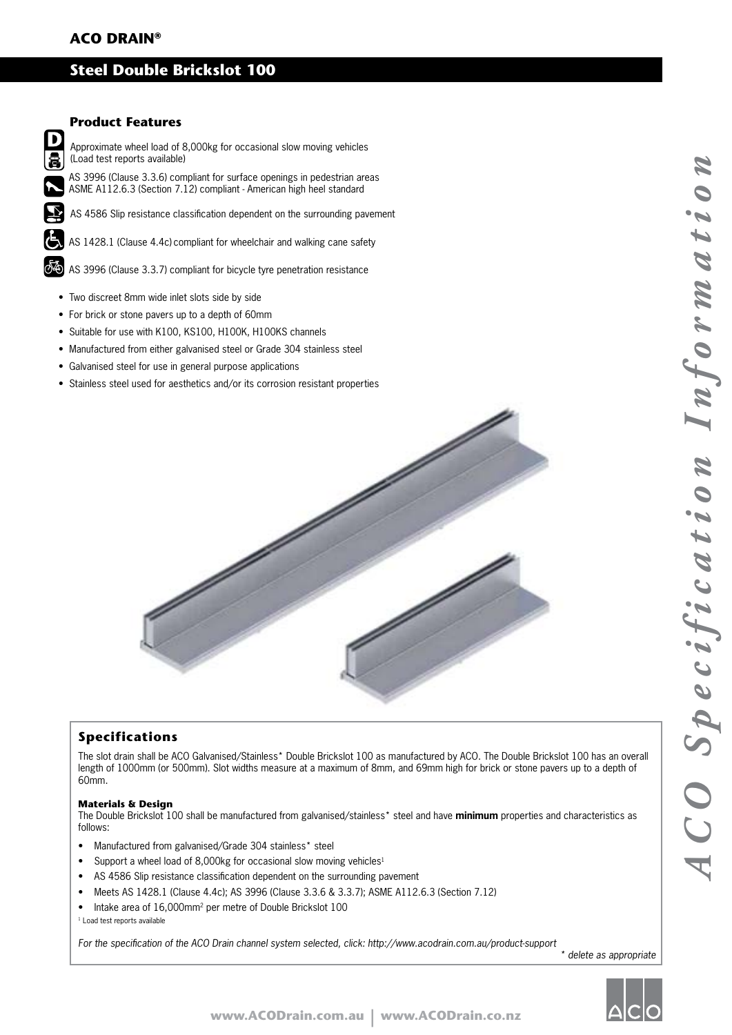**ACO DRAIN®**

# Steel Double Brickslot 100

## Product Features

Approximate wheel load of 8,000kg for occasional slow moving vehicles (Load test reports available)

AS 3996 (Clause 3.3.6) compliant for surface openings in pedestrian areas
ASME A112.6.3 (Section 7.12) compliant - American high heel standard

AS 4586 Slip resistance classification dependent on the surrounding pavement

AS 1428.1 (Clause 4.4c) compliant for wheelchair and walking cane safety

AS 3996 (Clause 3.3.7) compliant for bicycle tyre penetration resistance

- Two discreet 8mm wide inlet slots side by side
- For brick or stone pavers up to a depth of 60mm
- Suitable for use with K100, KS100, H100K, H100KS channels
- Manufactured from either galvanised steel or Grade 304 stainless steel
- Galvanised steel for use in general purpose applications
- Stainless steel used for aesthetics and/or its corrosion resistant properties

## Specifications

The slot drain shall be ACO Galvanised/Stainless* Double Brickslot 100 as manufactured by ACO. The Double Brickslot 100 has an overall length of 1000mm (or 500mm). Slot widths measure at a maximum of 8mm, and 69mm high for brick or stone pavers up to a depth of 60mm.

### Materials & Design

The Double Brickslot 100 shall be manufactured from galvanised/stainless* steel and have **minimum** properties and characteristics as follows:

- Manufactured from galvanised/Grade 304 stainless* steel
- Support a wheel load of 8,000kg for occasional slow moving vehicles[1]
- AS 4586 Slip resistance classification dependent on the surrounding pavement
- Meets AS 1428.1 (Clause 4.4c); AS 3996 (Clause 3.3.6 & 3.3.7); ASME A112.6.3 (Section 7.12)
- Intake area of 16,000mm$^2$ per metre of Double Brickslot 100

[1] Load test reports available

*For the specification of the ACO Drain channel system selected, click: http://www.acodrain.com.au/product-support*

*\* delete as appropriate*

*ACO Specification Information*

www.ACODrain.com.au | www.ACODrain.co.nz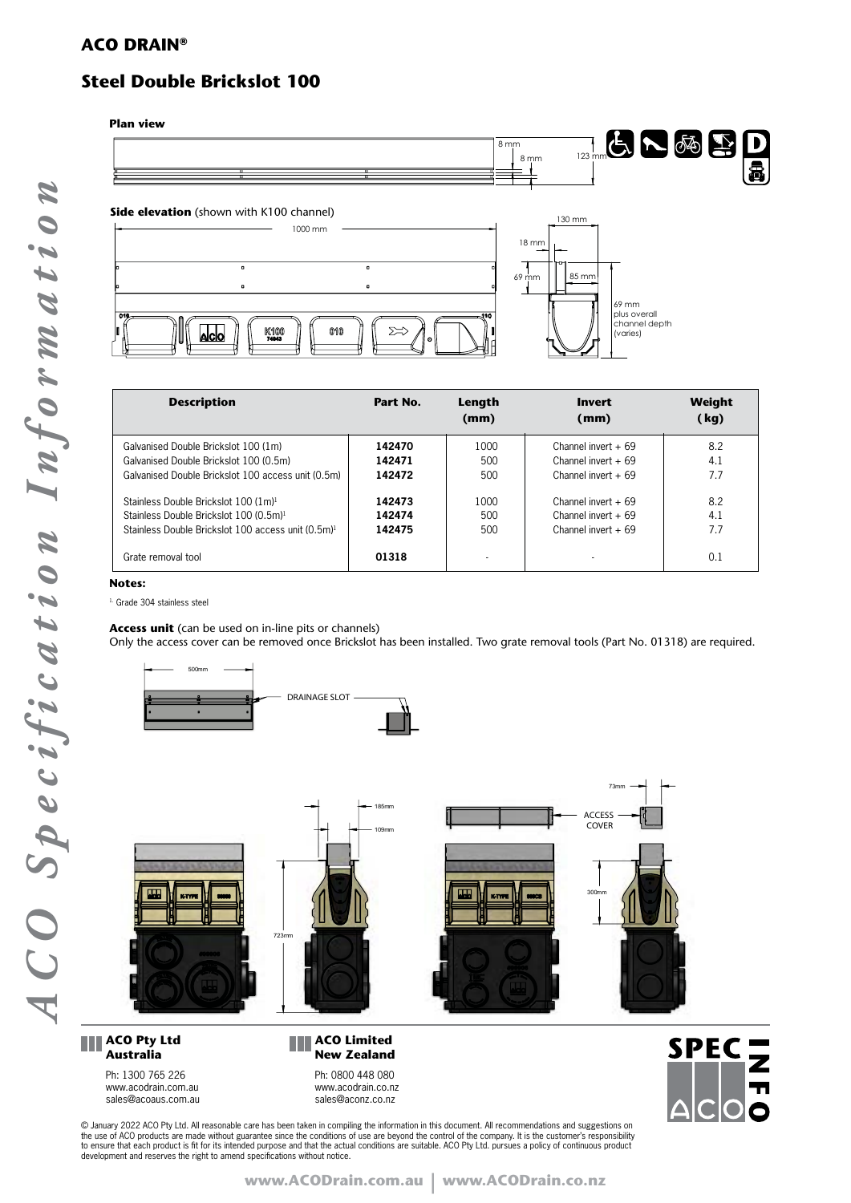**ACO DRAIN®**

## Steel Double Brickslot 100

**Plan view**

8 mm
8 mm
123 mm

**Side elevation** (shown with K100 channel)

1000 mm

130 mm
18 mm
69 mm
85 mm
69 mm plus overall channel depth (varies)

| Description | Part No. | Length (mm) | Invert (mm) | Weight (kg) |
|---|---|---|---|---|
| Galvanised Double Brickslot 100 (1m) | **142470** | 1000 | Channel invert + 69 | 8.2 |
| Galvanised Double Brickslot 100 (0.5m) | **142471** | 500 | Channel invert + 69 | 4.1 |
| Galvanised Double Brickslot 100 access unit (0.5m) | **142472** | 500 | Channel invert + 69 | 7.7 |
| Stainless Double Brickslot 100 (1m)[1] | **142473** | 1000 | Channel invert + 69 | 8.2 |
| Stainless Double Brickslot 100 (0.5m)[1] | **142474** | 500 | Channel invert + 69 | 4.1 |
| Stainless Double Brickslot 100 access unit (0.5m)[1] | **142475** | 500 | Channel invert + 69 | 7.7 |
| Grate removal tool | **01318** | - | - | 0.1 |

**Notes:**

[1] Grade 304 stainless steel

**Access unit** (can be used on in-line pits or channels)
Only the access cover can be removed once Brickslot has been installed. Two grate removal tools (Part No. 01318) are required.

500mm

DRAINAGE SLOT

185mm
109mm
723mm

73mm
ACCESS COVER
300mm

**ACO Pty Ltd Australia**
Ph: 1300 765 226
www.acodrain.com.au
sales@acoaus.com.au

**ACO Limited New Zealand**
Ph: 0800 448 080
www.acodrain.co.nz
sales@aconz.co.nz

© January 2022 ACO Pty Ltd. All reasonable care has been taken in compiling the information in this document. All recommendations and suggestions on the use of ACO products are made without guarantee since the conditions of use are beyond the control of the company. It is the customer's responsibility to ensure that each product is fit for its intended purpose and that the actual conditions are suitable. ACO Pty Ltd. pursues a policy of continuous product development and reserves the right to amend specifications without notice.

**www.ACODrain.com.au | www.ACODrain.co.nz**